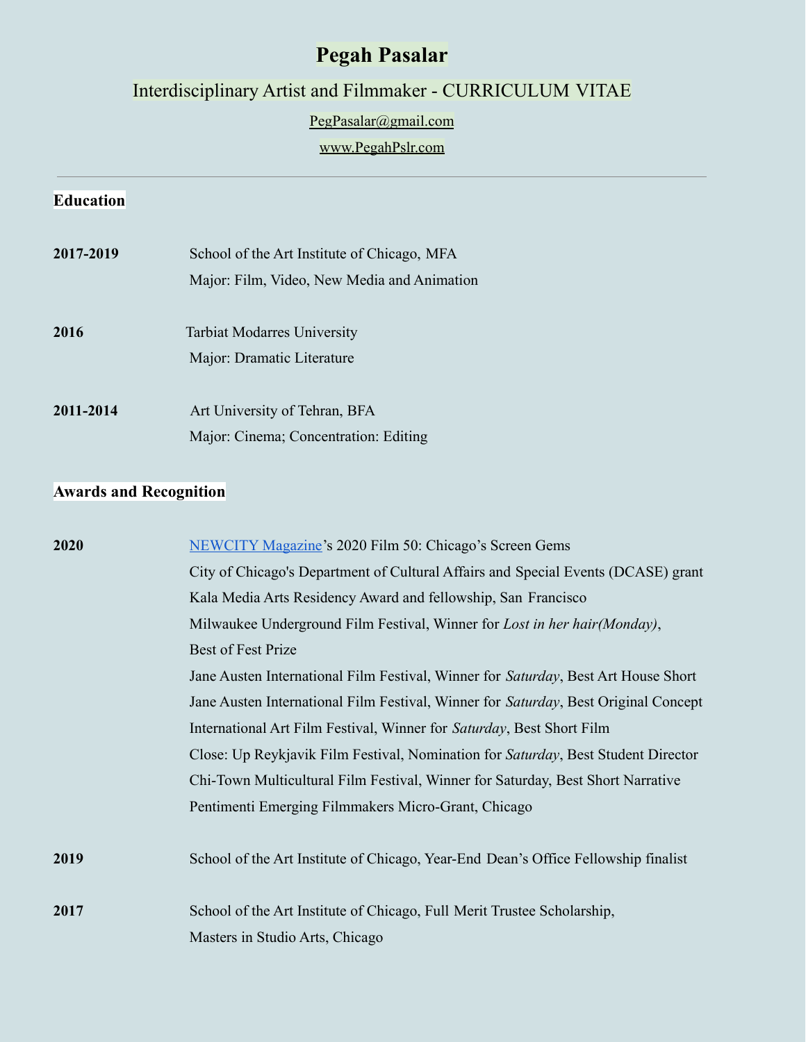# Pegah Pasalar

## Interdisciplinary Artist and Filmmaker - CURRICULUM VITAE

PegPasalar@gmail.com

www.PegahPslr.com

---

## Education

**2017-2019** School of the Art Institute of Chicago, MFA
Major: Film, Video, New Media and Animation

**2016** Tarbiat Modarres University
Major: Dramatic Literature

**2011-2014** Art University of Tehran, BFA
Major: Cinema; Concentration: Editing

## Awards and Recognition

**2020**

NEWCITY Magazine's 2020 Film 50: Chicago's Screen Gems
City of Chicago's Department of Cultural Affairs and Special Events (DCASE) grant
Kala Media Arts Residency Award and fellowship, San Francisco
Milwaukee Underground Film Festival, Winner for *Lost in her hair(Monday)*, Best of Fest Prize
Jane Austen International Film Festival, Winner for *Saturday*, Best Art House Short
Jane Austen International Film Festival, Winner for *Saturday*, Best Original Concept
International Art Film Festival, Winner for *Saturday*, Best Short Film
Close: Up Reykjavik Film Festival, Nomination for *Saturday*, Best Student Director
Chi-Town Multicultural Film Festival, Winner for Saturday, Best Short Narrative
Pentimenti Emerging Filmmakers Micro-Grant, Chicago

**2019** School of the Art Institute of Chicago, Year-End Dean's Office Fellowship finalist

**2017** School of the Art Institute of Chicago, Full Merit Trustee Scholarship,
Masters in Studio Arts, Chicago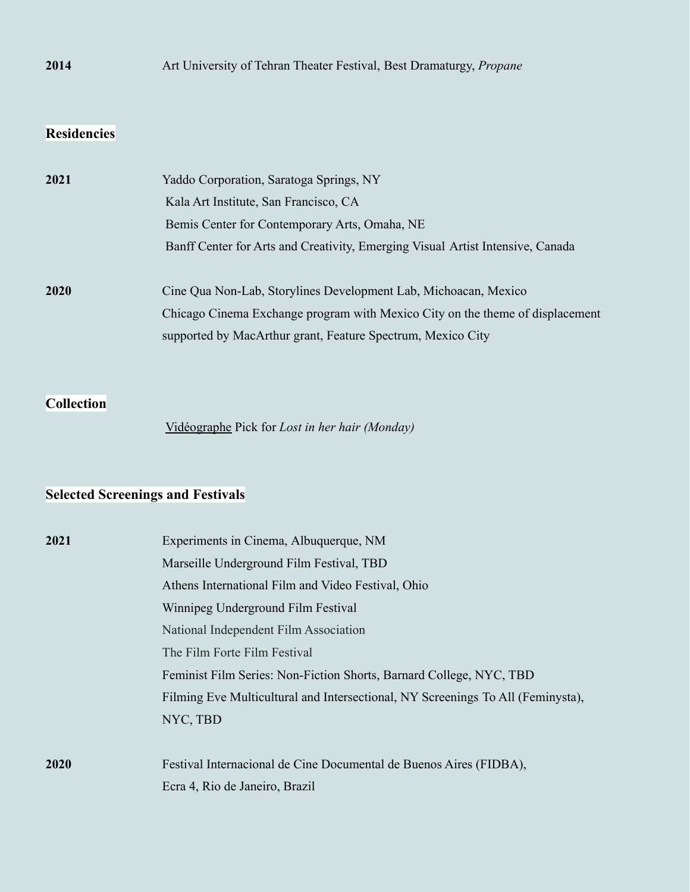**2014** Art University of Tehran Theater Festival, Best Dramaturgy, *Propane*

## Residencies

**2021**

Yaddo Corporation, Saratoga Springs, NY

Kala Art Institute, San Francisco, CA

Bemis Center for Contemporary Arts, Omaha, NE

Banff Center for Arts and Creativity, Emerging Visual Artist Intensive, Canada

**2020**

Cine Qua Non-Lab, Storylines Development Lab, Michoacan, Mexico

Chicago Cinema Exchange program with Mexico City on the theme of displacement supported by MacArthur grant, Feature Spectrum, Mexico City

## Collection

Vidéographe Pick for *Lost in her hair (Monday)*

## Selected Screenings and Festivals

**2021**

Experiments in Cinema, Albuquerque, NM

Marseille Underground Film Festival, TBD

Athens International Film and Video Festival, Ohio

Winnipeg Underground Film Festival

National Independent Film Association

The Film Forte Film Festival

Feminist Film Series: Non-Fiction Shorts, Barnard College, NYC, TBD

Filming Eve Multicultural and Intersectional, NY Screenings To All (Feminysta), NYC, TBD

**2020**

Festival Internacional de Cine Documental de Buenos Aires (FIDBA),

Ecra 4, Rio de Janeiro, Brazil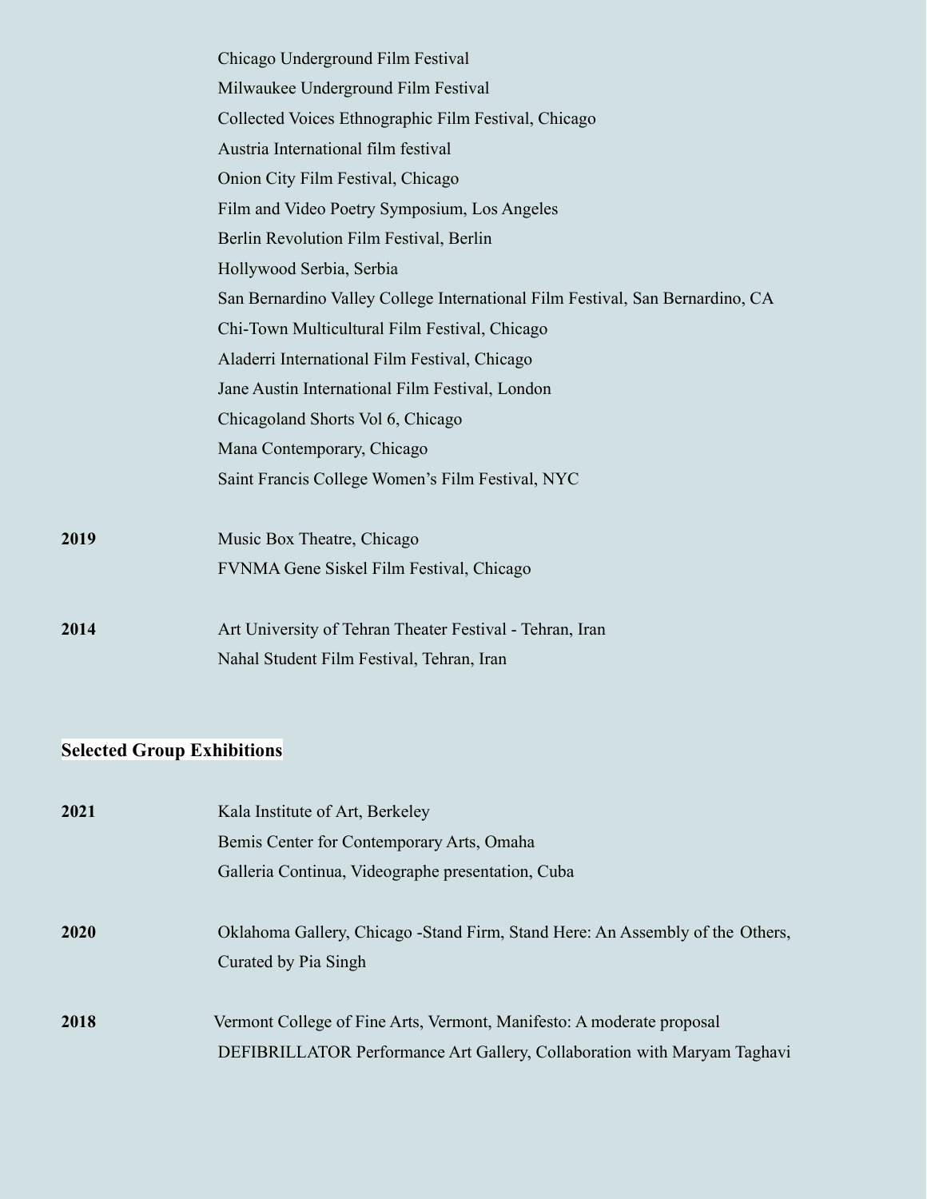Chicago Underground Film Festival
Milwaukee Underground Film Festival
Collected Voices Ethnographic Film Festival, Chicago
Austria International film festival
Onion City Film Festival, Chicago
Film and Video Poetry Symposium, Los Angeles
Berlin Revolution Film Festival, Berlin
Hollywood Serbia, Serbia
San Bernardino Valley College International Film Festival, San Bernardino, CA
Chi-Town Multicultural Film Festival, Chicago
Aladerri International Film Festival, Chicago
Jane Austin International Film Festival, London
Chicagoland Shorts Vol 6, Chicago
Mana Contemporary, Chicago
Saint Francis College Women's Film Festival, NYC

**2019**
Music Box Theatre, Chicago
FVNMA Gene Siskel Film Festival, Chicago

**2014**
Art University of Tehran Theater Festival - Tehran, Iran
Nahal Student Film Festival, Tehran, Iran

## Selected Group Exhibitions

**2021**
Kala Institute of Art, Berkeley
Bemis Center for Contemporary Arts, Omaha
Galleria Continua, Videographe presentation, Cuba

**2020**
Oklahoma Gallery, Chicago -Stand Firm, Stand Here: An Assembly of the Others, Curated by Pia Singh

**2018**
Vermont College of Fine Arts, Vermont, Manifesto: A moderate proposal
DEFIBRILLATOR Performance Art Gallery, Collaboration with Maryam Taghavi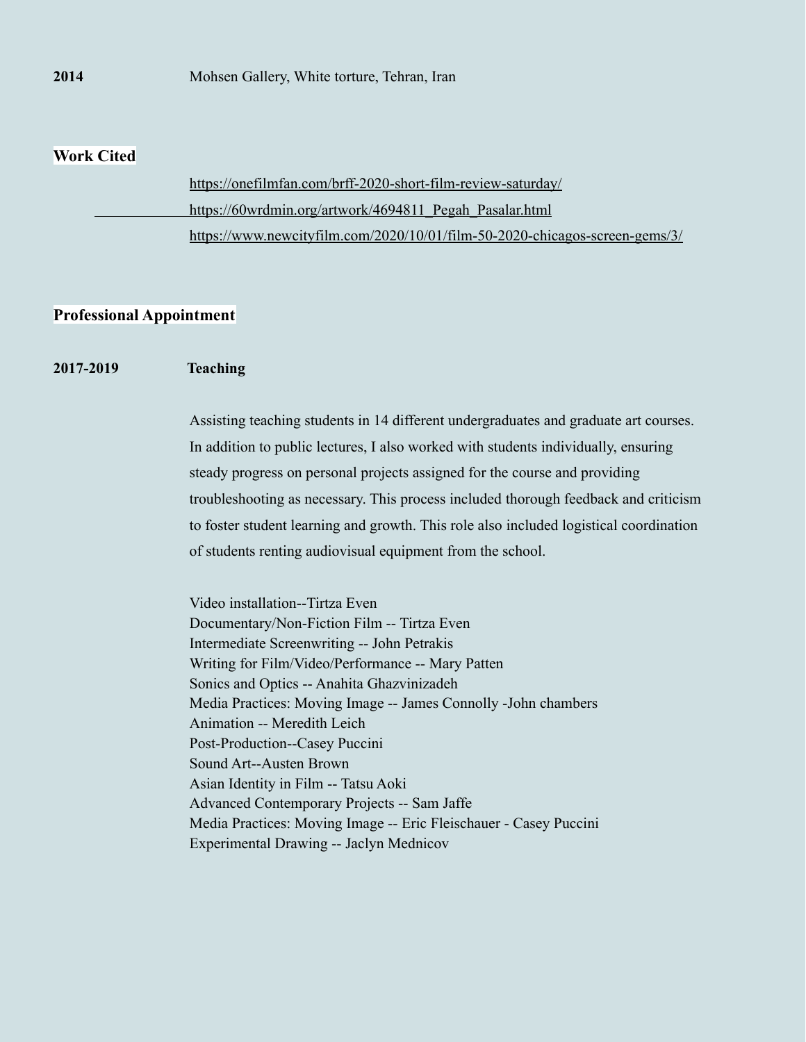**2014** Mohsen Gallery, White torture, Tehran, Iran

## Work Cited

https://onefilmfan.com/brff-2020-short-film-review-saturday/

https://60wrdmin.org/artwork/4694811_Pegah_Pasalar.html

https://www.newcityfilm.com/2020/10/01/film-50-2020-chicagos-screen-gems/3/

## Professional Appointment

**2017-2019** **Teaching**

Assisting teaching students in 14 different undergraduates and graduate art courses. In addition to public lectures, I also worked with students individually, ensuring steady progress on personal projects assigned for the course and providing troubleshooting as necessary. This process included thorough feedback and criticism to foster student learning and growth. This role also included logistical coordination of students renting audiovisual equipment from the school.

Video installation--Tirtza Even
Documentary/Non-Fiction Film -- Tirtza Even
Intermediate Screenwriting -- John Petrakis
Writing for Film/Video/Performance -- Mary Patten
Sonics and Optics -- Anahita Ghazvinizadeh
Media Practices: Moving Image -- James Connolly -John chambers
Animation -- Meredith Leich
Post-Production--Casey Puccini
Sound Art--Austen Brown
Asian Identity in Film -- Tatsu Aoki
Advanced Contemporary Projects -- Sam Jaffe
Media Practices: Moving Image -- Eric Fleischauer - Casey Puccini
Experimental Drawing -- Jaclyn Mednicov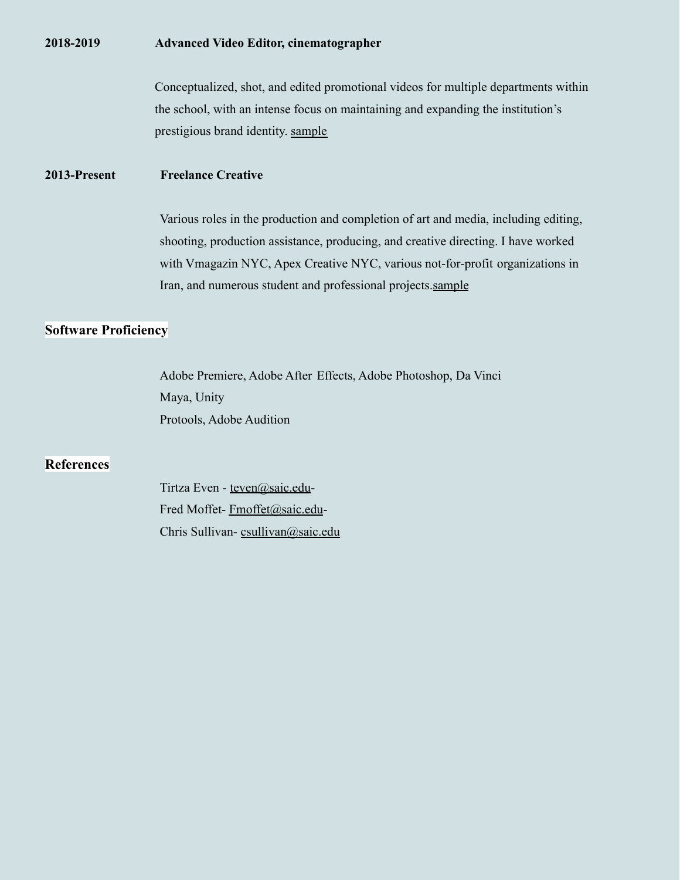**2018-2019** **Advanced Video Editor, cinematographer**

Conceptualized, shot, and edited promotional videos for multiple departments within the school, with an intense focus on maintaining and expanding the institution's prestigious brand identity. sample

**2013-Present** **Freelance Creative**

Various roles in the production and completion of art and media, including editing, shooting, production assistance, producing, and creative directing. I have worked with Vmagazin NYC, Apex Creative NYC, various not-for-profit organizations in Iran, and numerous student and professional projects.sample

## Software Proficiency

Adobe Premiere, Adobe After Effects, Adobe Photoshop, Da Vinci
Maya, Unity
Protools, Adobe Audition

## References

Tirtza Even - teven@saic.edu-
Fred Moffet- Fmoffet@saic.edu-
Chris Sullivan- csullivan@saic.edu